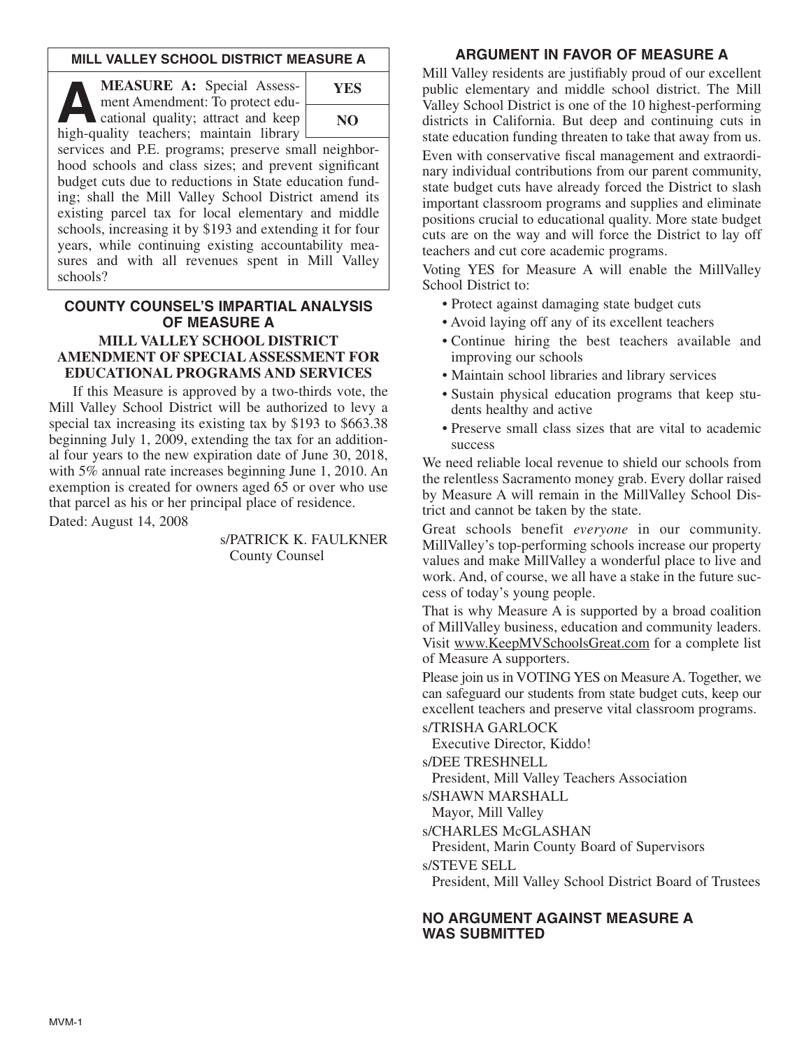## MILL VALLEY SCHOOL DISTRICT MEASURE A

**A** **MEASURE A:** Special Assessment Amendment: To protect educational quality; attract and keep high-quality teachers; maintain library services and P.E. programs; preserve small neighborhood schools and class sizes; and prevent significant budget cuts due to reductions in State education funding; shall the Mill Valley School District amend its existing parcel tax for local elementary and middle schools, increasing it by $193 and extending it for four years, while continuing existing accountability measures and with all revenues spent in Mill Valley schools?

| YES |
| --- |
| NO |

## COUNTY COUNSEL'S IMPARTIAL ANALYSIS OF MEASURE A

### MILL VALLEY SCHOOL DISTRICT AMENDMENT OF SPECIAL ASSESSMENT FOR EDUCATIONAL PROGRAMS AND SERVICES

If this Measure is approved by a two-thirds vote, the Mill Valley School District will be authorized to levy a special tax increasing its existing tax by $193 to $663.38 beginning July 1, 2009, extending the tax for an additional four years to the new expiration date of June 30, 2018, with 5% annual rate increases beginning June 1, 2010. An exemption is created for owners aged 65 or over who use that parcel as his or her principal place of residence.

Dated: August 14, 2008

s/PATRICK K. FAULKNER
County Counsel

## ARGUMENT IN FAVOR OF MEASURE A

Mill Valley residents are justifiably proud of our excellent public elementary and middle school district. The Mill Valley School District is one of the 10 highest-performing districts in California. But deep and continuing cuts in state education funding threaten to take that away from us.

Even with conservative fiscal management and extraordinary individual contributions from our parent community, state budget cuts have already forced the District to slash important classroom programs and supplies and eliminate positions crucial to educational quality. More state budget cuts are on the way and will force the District to lay off teachers and cut core academic programs.

Voting YES for Measure A will enable the MillValley School District to:

- Protect against damaging state budget cuts
- Avoid laying off any of its excellent teachers
- Continue hiring the best teachers available and improving our schools
- Maintain school libraries and library services
- Sustain physical education programs that keep students healthy and active
- Preserve small class sizes that are vital to academic success

We need reliable local revenue to shield our schools from the relentless Sacramento money grab. Every dollar raised by Measure A will remain in the MillValley School District and cannot be taken by the state.

Great schools benefit *everyone* in our community. MillValley's top-performing schools increase our property values and make MillValley a wonderful place to live and work. And, of course, we all have a stake in the future success of today's young people.

That is why Measure A is supported by a broad coalition of MillValley business, education and community leaders. Visit www.KeepMVSchoolsGreat.com for a complete list of Measure A supporters.

Please join us in VOTING YES on Measure A. Together, we can safeguard our students from state budget cuts, keep our excellent teachers and preserve vital classroom programs.

s/TRISHA GARLOCK
Executive Director, Kiddo!

s/DEE TRESHNELL
President, Mill Valley Teachers Association

s/SHAWN MARSHALL
Mayor, Mill Valley

s/CHARLES McGLASHAN
President, Marin County Board of Supervisors

s/STEVE SELL
President, Mill Valley School District Board of Trustees

## NO ARGUMENT AGAINST MEASURE A WAS SUBMITTED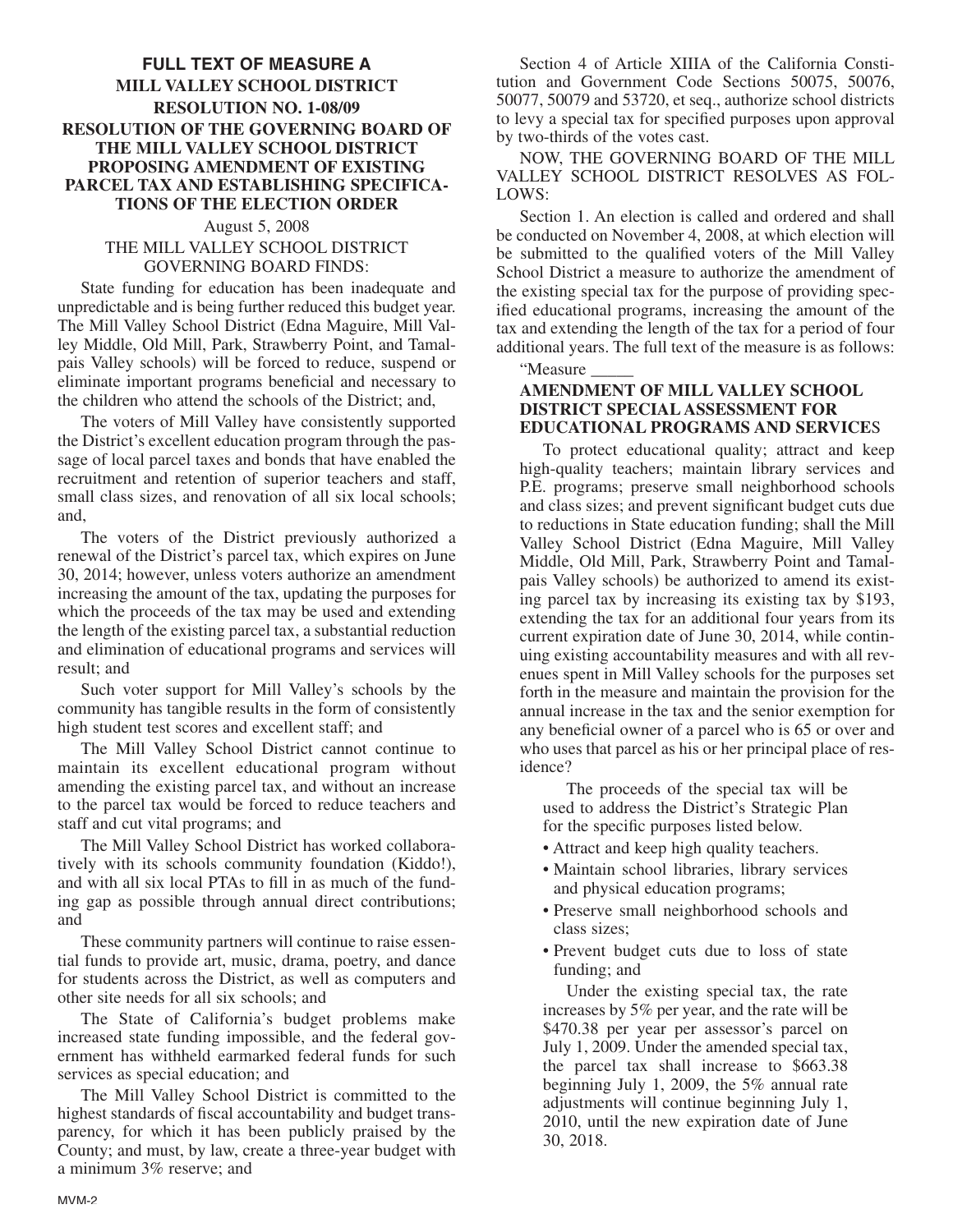**FULL TEXT OF MEASURE A**

**MILL VALLEY SCHOOL DISTRICT**

**RESOLUTION NO. 1-08/09**

**RESOLUTION OF THE GOVERNING BOARD OF THE MILL VALLEY SCHOOL DISTRICT PROPOSING AMENDMENT OF EXISTING PARCEL TAX AND ESTABLISHING SPECIFICATIONS OF THE ELECTION ORDER**

August 5, 2008

THE MILL VALLEY SCHOOL DISTRICT GOVERNING BOARD FINDS:

State funding for education has been inadequate and unpredictable and is being further reduced this budget year. The Mill Valley School District (Edna Maguire, Mill Valley Middle, Old Mill, Park, Strawberry Point, and Tamalpais Valley schools) will be forced to reduce, suspend or eliminate important programs beneficial and necessary to the children who attend the schools of the District; and,

The voters of Mill Valley have consistently supported the District's excellent education program through the passage of local parcel taxes and bonds that have enabled the recruitment and retention of superior teachers and staff, small class sizes, and renovation of all six local schools; and,

The voters of the District previously authorized a renewal of the District's parcel tax, which expires on June 30, 2014; however, unless voters authorize an amendment increasing the amount of the tax, updating the purposes for which the proceeds of the tax may be used and extending the length of the existing parcel tax, a substantial reduction and elimination of educational programs and services will result; and

Such voter support for Mill Valley's schools by the community has tangible results in the form of consistently high student test scores and excellent staff; and

The Mill Valley School District cannot continue to maintain its excellent educational program without amending the existing parcel tax, and without an increase to the parcel tax would be forced to reduce teachers and staff and cut vital programs; and

The Mill Valley School District has worked collaboratively with its schools community foundation (Kiddo!), and with all six local PTAs to fill in as much of the funding gap as possible through annual direct contributions; and

These community partners will continue to raise essential funds to provide art, music, drama, poetry, and dance for students across the District, as well as computers and other site needs for all six schools; and

The State of California's budget problems make increased state funding impossible, and the federal government has withheld earmarked federal funds for such services as special education; and

The Mill Valley School District is committed to the highest standards of fiscal accountability and budget transparency, for which it has been publicly praised by the County; and must, by law, create a three-year budget with a minimum 3% reserve; and

Section 4 of Article XIIIA of the California Constitution and Government Code Sections 50075, 50076, 50077, 50079 and 53720, et seq., authorize school districts to levy a special tax for specified purposes upon approval by two-thirds of the votes cast.

NOW, THE GOVERNING BOARD OF THE MILL VALLEY SCHOOL DISTRICT RESOLVES AS FOLLOWS:

Section 1. An election is called and ordered and shall be conducted on November 4, 2008, at which election will be submitted to the qualified voters of the Mill Valley School District a measure to authorize the amendment of the existing special tax for the purpose of providing specified educational programs, increasing the amount of the tax and extending the length of the tax for a period of four additional years. The full text of the measure is as follows:

"Measure _____

**AMENDMENT OF MILL VALLEY SCHOOL DISTRICT SPECIAL ASSESSMENT FOR EDUCATIONAL PROGRAMS AND SERVICES**

To protect educational quality; attract and keep high-quality teachers; maintain library services and P.E. programs; preserve small neighborhood schools and class sizes; and prevent significant budget cuts due to reductions in State education funding; shall the Mill Valley School District (Edna Maguire, Mill Valley Middle, Old Mill, Park, Strawberry Point and Tamalpais Valley schools) be authorized to amend its existing parcel tax by increasing its existing tax by $193, extending the tax for an additional four years from its current expiration date of June 30, 2014, while continuing existing accountability measures and with all revenues spent in Mill Valley schools for the purposes set forth in the measure and maintain the provision for the annual increase in the tax and the senior exemption for any beneficial owner of a parcel who is 65 or over and who uses that parcel as his or her principal place of residence?

The proceeds of the special tax will be used to address the District's Strategic Plan for the specific purposes listed below.

- Attract and keep high quality teachers.
- Maintain school libraries, library services and physical education programs;
- Preserve small neighborhood schools and class sizes;
- Prevent budget cuts due to loss of state funding; and

Under the existing special tax, the rate increases by 5% per year, and the rate will be $470.38 per year per assessor's parcel on July 1, 2009. Under the amended special tax, the parcel tax shall increase to $663.38 beginning July 1, 2009, the 5% annual rate adjustments will continue beginning July 1, 2010, until the new expiration date of June 30, 2018.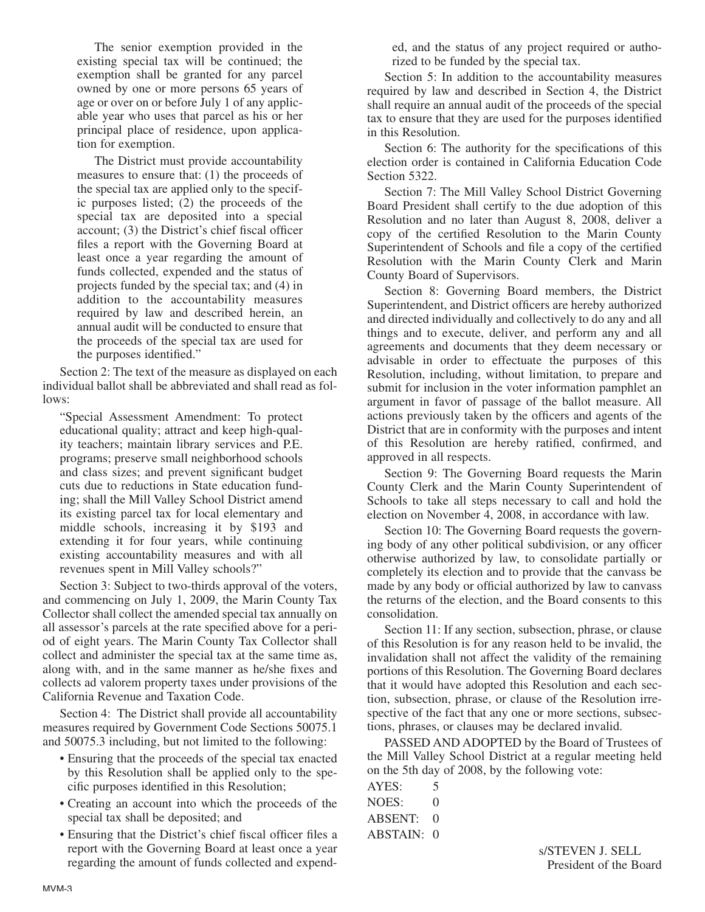The senior exemption provided in the existing special tax will be continued; the exemption shall be granted for any parcel owned by one or more persons 65 years of age or over on or before July 1 of any applicable year who uses that parcel as his or her principal place of residence, upon application for exemption.

The District must provide accountability measures to ensure that: (1) the proceeds of the special tax are applied only to the specific purposes listed; (2) the proceeds of the special tax are deposited into a special account; (3) the District's chief fiscal officer files a report with the Governing Board at least once a year regarding the amount of funds collected, expended and the status of projects funded by the special tax; and (4) in addition to the accountability measures required by law and described herein, an annual audit will be conducted to ensure that the proceeds of the special tax are used for the purposes identified."

Section 2: The text of the measure as displayed on each individual ballot shall be abbreviated and shall read as follows:

"Special Assessment Amendment: To protect educational quality; attract and keep high-quality teachers; maintain library services and P.E. programs; preserve small neighborhood schools and class sizes; and prevent significant budget cuts due to reductions in State education funding; shall the Mill Valley School District amend its existing parcel tax for local elementary and middle schools, increasing it by $193 and extending it for four years, while continuing existing accountability measures and with all revenues spent in Mill Valley schools?"

Section 3: Subject to two-thirds approval of the voters, and commencing on July 1, 2009, the Marin County Tax Collector shall collect the amended special tax annually on all assessor's parcels at the rate specified above for a period of eight years. The Marin County Tax Collector shall collect and administer the special tax at the same time as, along with, and in the same manner as he/she fixes and collects ad valorem property taxes under provisions of the California Revenue and Taxation Code.

Section 4: The District shall provide all accountability measures required by Government Code Sections 50075.1 and 50075.3 including, but not limited to the following:

- Ensuring that the proceeds of the special tax enacted by this Resolution shall be applied only to the specific purposes identified in this Resolution;
- Creating an account into which the proceeds of the special tax shall be deposited; and
- Ensuring that the District's chief fiscal officer files a report with the Governing Board at least once a year regarding the amount of funds collected and expended, and the status of any project required or authorized to be funded by the special tax.

Section 5: In addition to the accountability measures required by law and described in Section 4, the District shall require an annual audit of the proceeds of the special tax to ensure that they are used for the purposes identified in this Resolution.

Section 6: The authority for the specifications of this election order is contained in California Education Code Section 5322.

Section 7: The Mill Valley School District Governing Board President shall certify to the due adoption of this Resolution and no later than August 8, 2008, deliver a copy of the certified Resolution to the Marin County Superintendent of Schools and file a copy of the certified Resolution with the Marin County Clerk and Marin County Board of Supervisors.

Section 8: Governing Board members, the District Superintendent, and District officers are hereby authorized and directed individually and collectively to do any and all things and to execute, deliver, and perform any and all agreements and documents that they deem necessary or advisable in order to effectuate the purposes of this Resolution, including, without limitation, to prepare and submit for inclusion in the voter information pamphlet an argument in favor of passage of the ballot measure. All actions previously taken by the officers and agents of the District that are in conformity with the purposes and intent of this Resolution are hereby ratified, confirmed, and approved in all respects.

Section 9: The Governing Board requests the Marin County Clerk and the Marin County Superintendent of Schools to take all steps necessary to call and hold the election on November 4, 2008, in accordance with law.

Section 10: The Governing Board requests the governing body of any other political subdivision, or any officer otherwise authorized by law, to consolidate partially or completely its election and to provide that the canvass be made by any body or official authorized by law to canvass the returns of the election, and the Board consents to this consolidation.

Section 11: If any section, subsection, phrase, or clause of this Resolution is for any reason held to be invalid, the invalidation shall not affect the validity of the remaining portions of this Resolution. The Governing Board declares that it would have adopted this Resolution and each section, subsection, phrase, or clause of the Resolution irrespective of the fact that any one or more sections, subsections, phrases, or clauses may be declared invalid.

PASSED AND ADOPTED by the Board of Trustees of the Mill Valley School District at a regular meeting held on the 5th day of 2008, by the following vote:

AYES: 5
NOES: 0
ABSENT: 0
ABSTAIN: 0

s/STEVEN J. SELL
President of the Board